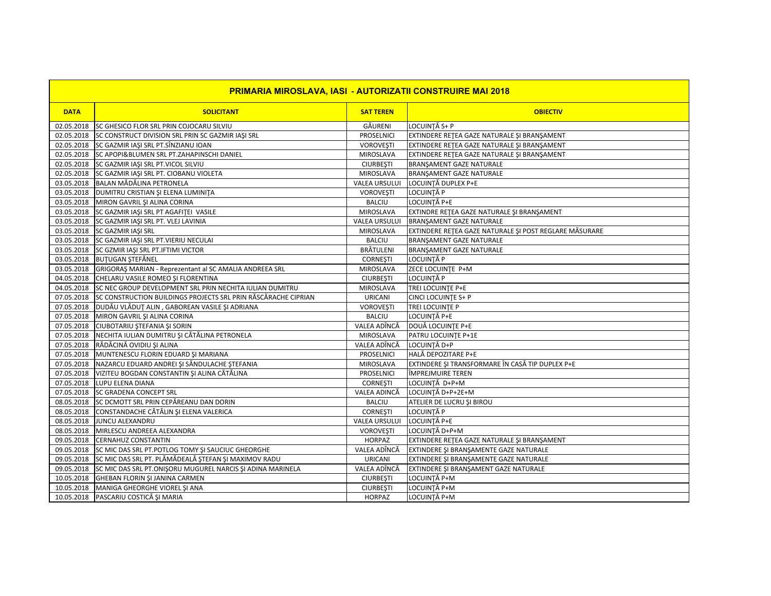| PRIMARIA MIROSLAVA, IASI - AUTORIZATII CONSTRUIRE MAI 2018 | | | |
|---|---|---|---|
| **DATA** | **SOLICITANT** | **SAT TEREN** | **OBIECTIV** |
| 02.05.2018 | SC GHESICO FLOR SRL PRIN COJOCARU SILVIU | GĂURENI | LOCUINȚĂ S+ P |
| 02.05.2018 | SC CONSTRUCT DIVISION SRL PRIN SC GAZMIR IAȘI SRL | PROSELNICI | EXTINDERE REȚEA GAZE NATURALE ȘI BRANȘAMENT |
| 02.05.2018 | SC GAZMIR IAȘI SRL PT.SÎNZIANU IOAN | VOROVEȘTI | EXTINDERE REȚEA GAZE NATURALE ȘI BRANȘAMENT |
| 02.05.2018 | SC APOPI&BLUMEN SRL PT.ZAHAPINSCHI DANIEL | MIROSLAVA | EXTINDERE REȚEA GAZE NATURALE ȘI BRANȘAMENT |
| 02.05.2018 | SC GAZMIR IAȘI SRL PT.VICOL SILVIU | CIURBEȘTI | BRANȘAMENT GAZE NATURALE |
| 02.05.2018 | SC GAZMIR IAȘI SRL PT. CIOBANU VIOLETA | MIROSLAVA | BRANȘAMENT GAZE NATURALE |
| 03.05.2018 | BALAN MĂDĂLINA PETRONELA | VALEA URSULUI | LOCUINȚĂ DUPLEX P+E |
| 03.05.2018 | DUMITRU CRISTIAN ȘI ELENA LUMINIȚA | VOROVEȘTI | LOCUINȚĂ P |
| 03.05.2018 | MIRON GAVRIL ȘI ALINA CORINA | BALCIU | LOCUINȚĂ P+E |
| 03.05.2018 | SC GAZMIR IAȘI SRL PT AGAFIȚEI VASILE | MIROSLAVA | EXTINDRE REȚEA GAZE NATURALE ȘI BRANȘAMENT |
| 03.05.2018 | SC GAZMIR IAȘI SRL PT. VLEJ LAVINIA | VALEA URSULUI | BRANȘAMENT GAZE NATURALE |
| 03.05.2018 | SC GAZMIR IAȘI SRL | MIROSLAVA | EXTINDERE REȚEA GAZE NATURALE ȘI POST REGLARE MĂSURARE |
| 03.05.2018 | SC GAZMIR IAȘI SRL PT.VIERIU NECULAI | BALCIU | BRANȘAMENT GAZE NATURALE |
| 03.05.2018 | SC GZMIR IAȘI SRL PT.IFTIMI VICTOR | BRĂTULENI | BRANȘAMENT GAZE NATURALE |
| 03.05.2018 | BUȚUGAN ȘTEFĂNEL | CORNEȘTI | LOCUINȚĂ P |
| 03.05.2018 | GRIGORAȘ MARIAN - Reprezentant al SC AMALIA ANDREEA SRL | MIROSLAVA | ZECE LOCUINȚE P+M |
| 04.05.2018 | CHELARU VASILE ROMEO ȘI FLORENTINA | CIURBEȘTI | LOCUINȚĂ P |
| 04.05.2018 | SC NEC GROUP DEVELOPMENT SRL PRIN NECHITA IULIAN DUMITRU | MIROSLAVA | TREI LOCUINȚE P+E |
| 07.05.2018 | SC CONSTRUCTION BUILDINGS PROJECTS SRL PRIN RĂSCĂRACHE CIPRIAN | URICANI | CINCI LOCUINȚE S+ P |
| 07.05.2018 | DUDĂU VLĂDUȚ ALIN , GABOREAN VASILE ȘI ADRIANA | VOROVEȘTI | TREI LOCUINȚE P |
| 07.05.2018 | MIRON GAVRIL ȘI ALINA CORINA | BALCIU | LOCUINȚĂ P+E |
| 07.05.2018 | CIUBOTARIU ȘTEFANIA ȘI SORIN | VALEA ADÎNCĂ | DOUĂ LOCUINȚE P+E |
| 07.05.2018 | NECHITA IULIAN DUMITRU ȘI CĂTĂLINA PETRONELA | MIROSLAVA | PATRU LOCUINȚE P+1E |
| 07.05.2018 | RĂDĂCINĂ OVIDIU ȘI ALINA | VALEA ADÎNCĂ | LOCUINȚĂ D+P |
| 07.05.2018 | MUNTENESCU FLORIN EDUARD ȘI MARIANA | PROSELNICI | HALĂ DEPOZITARE P+E |
| 07.05.2018 | NAZARCU EDUARD ANDREI ȘI SĂNDULACHE ȘTEFANIA | MIROSLAVA | EXTINDERE ȘI TRANSFORMARE ÎN CASĂ TIP DUPLEX P+E |
| 07.05.2018 | VIZITEU BOGDAN CONSTANTIN ȘI ALINA CĂTĂLINA | PROSELNICI | ÎMPREJMUIRE TEREN |
| 07.05.2018 | LUPU ELENA DIANA | CORNEȘTI | LOCUINȚĂ D+P+M |
| 07.05.2018 | SC GRADENA CONCEPT SRL | VALEA ADINCĂ | LOCUINȚĂ D+P+2E+M |
| 08.05.2018 | SC DCMOTT SRL PRIN CEPĂREANU DAN DORIN | BALCIU | ATELIER DE LUCRU ȘI BIROU |
| 08.05.2018 | CONSTANDACHE CĂTĂLIN ȘI ELENA VALERICA | CORNEȘTI | LOCUINȚĂ P |
| 08.05.2018 | JUNCU ALEXANDRU | VALEA URSULUI | LOCUINȚĂ P+E |
| 08.05.2018 | MIRLESCU ANDREEA ALEXANDRA | VOROVEȘTI | LOCUINȚĂ D+P+M |
| 09.05.2018 | CERNAHUZ CONSTANTIN | HORPAZ | EXTINDERE REȚEA GAZE NATURALE ȘI BRANȘAMENT |
| 09.05.2018 | SC MIC DAS SRL PT.POTLOG TOMY ȘI SAUCIUC GHEORGHE | VALEA ADÎNCĂ | EXTINDERE ȘI BRANȘAMENTE GAZE NATURALE |
| 09.05.2018 | SC MIC DAS SRL PT. PLĂMĂDEALĂ ȘTEFAN ȘI MAXIMOV RADU | URICANI | EXTINDERE ȘI BRANȘAMENTE GAZE NATURALE |
| 09.05.2018 | SC MIC DAS SRL PT.ONIȘORU MUGUREL NARCIS ȘI ADINA MARINELA | VALEA ADÎNCĂ | EXTINDERE ȘI BRANȘAMENT GAZE NATURALE |
| 10.05.2018 | GHEBAN FLORIN ȘI JANINA CARMEN | CIURBEȘTI | LOCUINȚĂ P+M |
| 10.05.2018 | MANIGA GHEORGHE VIOREL ȘI ANA | CIURBEȘTI | LOCUINȚĂ P+M |
| 10.05.2018 | PASCARIU COSTICĂ ȘI MARIA | HORPAZ | LOCUINȚĂ P+M |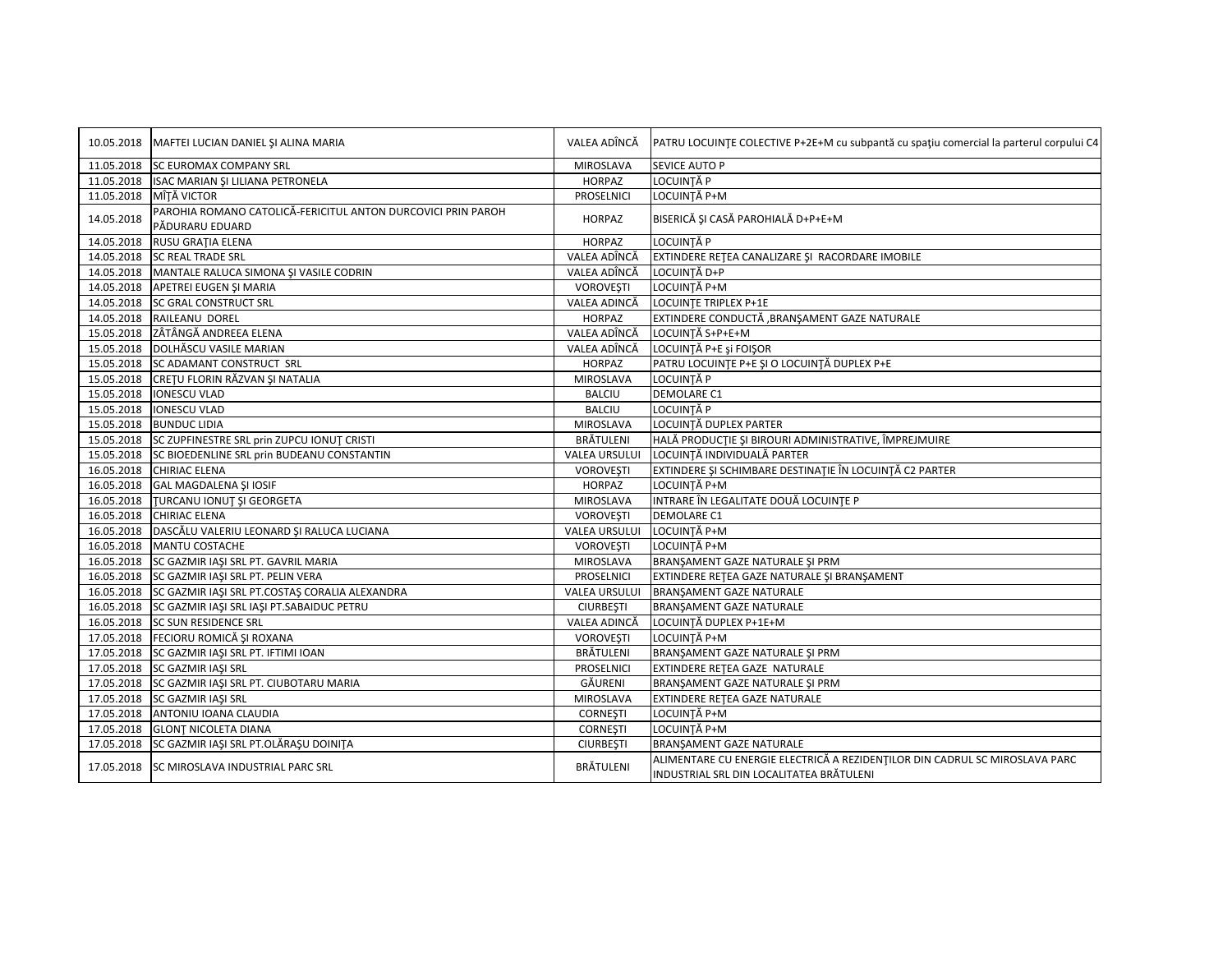| | | | |
|---|---|---|---|
| 10.05.2018 | MAFTEI LUCIAN DANIEL ŞI ALINA MARIA | VALEA ADÎNCĂ | PATRU LOCUINŢE COLECTIVE P+2E+M cu subpantă cu spaţiu comercial la parterul corpului C4 |
| 11.05.2018 | SC EUROMAX COMPANY SRL | MIROSLAVA | SEVICE AUTO P |
| 11.05.2018 | ISAC MARIAN ŞI LILIANA PETRONELA | HORPAZ | LOCUINŢĂ P |
| 11.05.2018 | MÎŢĂ VICTOR | PROSELNICI | LOCUINŢĂ P+M |
| 14.05.2018 | PAROHIA ROMANO CATOLICĂ-FERICITUL ANTON DURCOVICI PRIN PAROH PĂDURARU EDUARD | HORPAZ | BISERICĂ ŞI CASĂ PAROHIALĂ D+P+E+M |
| 14.05.2018 | RUSU GRAŢIA ELENA | HORPAZ | LOCUINŢĂ P |
| 14.05.2018 | SC REAL TRADE SRL | VALEA ADÎNCĂ | EXTINDERE REŢEA CANALIZARE ŞI RACORDARE IMOBILE |
| 14.05.2018 | MANTALE RALUCA SIMONA ŞI VASILE CODRIN | VALEA ADÎNCĂ | LOCUINŢĂ D+P |
| 14.05.2018 | APETREI EUGEN ŞI MARIA | VOROVEŞTI | LOCUINŢĂ P+M |
| 14.05.2018 | SC GRAL CONSTRUCT SRL | VALEA ADINCĂ | LOCUINŢE TRIPLEX P+1E |
| 14.05.2018 | RAILEANU DOREL | HORPAZ | EXTINDERE CONDUCTĂ ,BRANŞAMENT GAZE NATURALE |
| 15.05.2018 | ZÂTÂNGĂ ANDREEA ELENA | VALEA ADÎNCĂ | LOCUINŢĂ S+P+E+M |
| 15.05.2018 | DOLHĂSCU VASILE MARIAN | VALEA ADÎNCĂ | LOCUINŢĂ P+E şi FOIŞOR |
| 15.05.2018 | SC ADAMANT CONSTRUCT SRL | HORPAZ | PATRU LOCUINŢE P+E ŞI O LOCUINŢĂ DUPLEX P+E |
| 15.05.2018 | CREŢU FLORIN RĂZVAN ŞI NATALIA | MIROSLAVA | LOCUINŢĂ P |
| 15.05.2018 | IONESCU VLAD | BALCIU | DEMOLARE C1 |
| 15.05.2018 | IONESCU VLAD | BALCIU | LOCUINŢĂ P |
| 15.05.2018 | BUNDUC LIDIA | MIROSLAVA | LOCUINŢĂ DUPLEX PARTER |
| 15.05.2018 | SC ZUPFINESTRE SRL prin ZUPCU IONUŢ CRISTI | BRĂTULENI | HALĂ PRODUCŢIE ŞI BIROURI ADMINISTRATIVE, ÎMPREJMUIRE |
| 15.05.2018 | SC BIOEDENLINE SRL prin BUDEANU CONSTANTIN | VALEA URSULUI | LOCUINŢĂ INDIVIDUALĂ PARTER |
| 16.05.2018 | CHIRIAC ELENA | VOROVEŞTI | EXTINDERE ŞI SCHIMBARE DESTINAŢIE ÎN LOCUINŢĂ C2 PARTER |
| 16.05.2018 | GAL MAGDALENA ŞI IOSIF | HORPAZ | LOCUINŢĂ P+M |
| 16.05.2018 | ŢURCANU IONUŢ ŞI GEORGETA | MIROSLAVA | INTRARE ÎN LEGALITATE DOUĂ LOCUINŢE P |
| 16.05.2018 | CHIRIAC ELENA | VOROVEŞTI | DEMOLARE C1 |
| 16.05.2018 | DASCĂLU VALERIU LEONARD ŞI RALUCA LUCIANA | VALEA URSULUI | LOCUINŢĂ P+M |
| 16.05.2018 | MANTU COSTACHE | VOROVEŞTI | LOCUINŢĂ P+M |
| 16.05.2018 | SC GAZMIR IAŞI SRL PT. GAVRIL MARIA | MIROSLAVA | BRANŞAMENT GAZE NATURALE ŞI PRM |
| 16.05.2018 | SC GAZMIR IAŞI SRL PT. PELIN VERA | PROSELNICI | EXTINDERE REŢEA GAZE NATURALE ŞI BRANŞAMENT |
| 16.05.2018 | SC GAZMIR IAŞI SRL PT.COSTAŞ CORALIA ALEXANDRA | VALEA URSULUI | BRANŞAMENT GAZE NATURALE |
| 16.05.2018 | SC GAZMIR IAŞI SRL IAŞI PT.SABAIDUC PETRU | CIURBEŞTI | BRANŞAMENT GAZE NATURALE |
| 16.05.2018 | SC SUN RESIDENCE SRL | VALEA ADINCĂ | LOCUINŢĂ DUPLEX P+1E+M |
| 17.05.2018 | FECIORU ROMICĂ ŞI ROXANA | VOROVEŞTI | LOCUINŢĂ P+M |
| 17.05.2018 | SC GAZMIR IAŞI SRL PT. IFTIMI IOAN | BRĂTULENI | BRANŞAMENT GAZE NATURALE ŞI PRM |
| 17.05.2018 | SC GAZMIR IAŞI SRL | PROSELNICI | EXTINDERE REŢEA GAZE NATURALE |
| 17.05.2018 | SC GAZMIR IAŞI SRL PT. CIUBOTARU MARIA | GĂURENI | BRANŞAMENT GAZE NATURALE ŞI PRM |
| 17.05.2018 | SC GAZMIR IAŞI SRL | MIROSLAVA | EXTINDERE REŢEA GAZE NATURALE |
| 17.05.2018 | ANTONIU IOANA CLAUDIA | CORNEŞTI | LOCUINŢĂ P+M |
| 17.05.2018 | GLONŢ NICOLETA DIANA | CORNEŞTI | LOCUINŢĂ P+M |
| 17.05.2018 | SC GAZMIR IAŞI SRL PT.OLĂRAŞU DOINIŢA | CIURBEŞTI | BRANŞAMENT GAZE NATURALE |
| 17.05.2018 | SC MIROSLAVA INDUSTRIAL PARC SRL | BRĂTULENI | ALIMENTARE CU ENERGIE ELECTRICĂ A REZIDENŢILOR DIN CADRUL SC MIROSLAVA PARC INDUSTRIAL SRL DIN LOCALITATEA BRĂTULENI |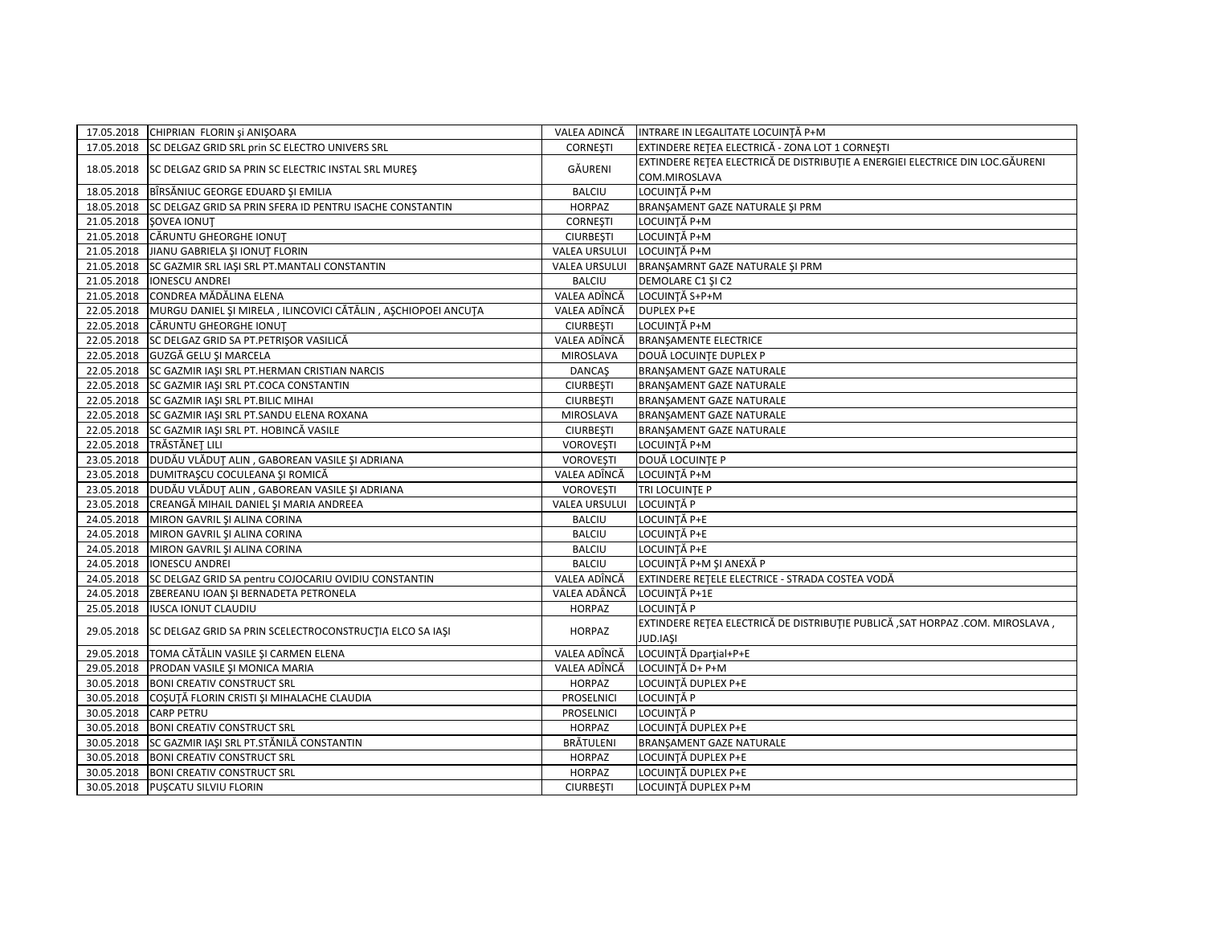| | | | |
|---|---|---|---|
| 17.05.2018 | CHIPRIAN FLORIN şi ANIŞOARA | VALEA ADINCĂ | INTRARE IN LEGALITATE LOCUINŢĂ P+M |
| 17.05.2018 | SC DELGAZ GRID SRL prin SC ELECTRO UNIVERS SRL | CORNEŞTI | EXTINDERE REŢEA ELECTRICĂ - ZONA LOT 1 CORNEŞTI |
| 18.05.2018 | SC DELGAZ GRID SA PRIN SC ELECTRIC INSTAL SRL MUREŞ | GĂURENI | EXTINDERE REŢEA ELECTRICĂ DE DISTRIBUŢIE A ENERGIEI ELECTRICE DIN LOC.GĂURENI COM.MIROSLAVA |
| 18.05.2018 | BÎRSĂNIUC GEORGE EDUARD ŞI EMILIA | BALCIU | LOCUINŢĂ P+M |
| 18.05.2018 | SC DELGAZ GRID SA PRIN SFERA ID PENTRU ISACHE CONSTANTIN | HORPAZ | BRANŞAMENT GAZE NATURALE ŞI PRM |
| 21.05.2018 | ŞOVEA IONUŢ | CORNEŞTI | LOCUINŢĂ P+M |
| 21.05.2018 | CĂRUNTU GHEORGHE IONUŢ | CIURBEŞTI | LOCUINŢĂ P+M |
| 21.05.2018 | JIANU GABRIELA ŞI IONUŢ FLORIN | VALEA URSULUI | LOCUINŢĂ P+M |
| 21.05.2018 | SC GAZMIR SRL IAŞI SRL PT.MANTALI CONSTANTIN | VALEA URSULUI | BRANŞAMRNT GAZE NATURALE ŞI PRM |
| 21.05.2018 | IONESCU ANDREI | BALCIU | DEMOLARE C1 ŞI C2 |
| 21.05.2018 | CONDREA MĂDĂLINA ELENA | VALEA ADÎNCĂ | LOCUINŢĂ S+P+M |
| 22.05.2018 | MURGU DANIEL ŞI MIRELA , ILINCOVICI CĂTĂLIN , AŞCHIOPOEI ANCUŢA | VALEA ADÎNCĂ | DUPLEX P+E |
| 22.05.2018 | CĂRUNTU GHEORGHE IONUŢ | CIURBEŞTI | LOCUINŢĂ P+M |
| 22.05.2018 | SC DELGAZ GRID SA PT.PETRIŞOR VASILICĂ | VALEA ADÎNCĂ | BRANŞAMENTE ELECTRICE |
| 22.05.2018 | GUZGĂ GELU ŞI MARCELA | MIROSLAVA | DOUĂ LOCUINŢE DUPLEX P |
| 22.05.2018 | SC GAZMIR IAŞI SRL PT.HERMAN CRISTIAN NARCIS | DANCAŞ | BRANŞAMENT GAZE NATURALE |
| 22.05.2018 | SC GAZMIR IAŞI SRL PT.COCA CONSTANTIN | CIURBEŞTI | BRANŞAMENT GAZE NATURALE |
| 22.05.2018 | SC GAZMIR IAŞI SRL PT.BILIC MIHAI | CIURBEŞTI | BRANŞAMENT GAZE NATURALE |
| 22.05.2018 | SC GAZMIR IAŞI SRL PT.SANDU ELENA ROXANA | MIROSLAVA | BRANŞAMENT GAZE NATURALE |
| 22.05.2018 | SC GAZMIR IAŞI SRL PT. HOBINCĂ VASILE | CIURBEŞTI | BRANŞAMENT GAZE NATURALE |
| 22.05.2018 | TRĂSTĂNEŢ LILI | VOROVEŞTI | LOCUINŢĂ P+M |
| 23.05.2018 | DUDĂU VLĂDUŢ ALIN , GABOREAN VASILE ŞI ADRIANA | VOROVEŞTI | DOUĂ LOCUINŢE P |
| 23.05.2018 | DUMITRAŞCU COCULEANA ŞI ROMICĂ | VALEA ADÎNCĂ | LOCUINŢĂ P+M |
| 23.05.2018 | DUDĂU VLĂDUŢ ALIN , GABOREAN VASILE ŞI ADRIANA | VOROVEŞTI | TRI LOCUINŢE P |
| 23.05.2018 | CREANGĂ MIHAIL DANIEL ŞI MARIA ANDREEA | VALEA URSULUI | LOCUINŢĂ P |
| 24.05.2018 | MIRON GAVRIL ŞI ALINA CORINA | BALCIU | LOCUINŢĂ P+E |
| 24.05.2018 | MIRON GAVRIL ŞI ALINA CORINA | BALCIU | LOCUINŢĂ P+E |
| 24.05.2018 | MIRON GAVRIL ŞI ALINA CORINA | BALCIU | LOCUINŢĂ P+E |
| 24.05.2018 | IONESCU ANDREI | BALCIU | LOCUINŢĂ P+M ŞI ANEXĂ P |
| 24.05.2018 | SC DELGAZ GRID SA pentru COJOCARIU OVIDIU CONSTANTIN | VALEA ADÎNCĂ | EXTINDERE REŢELE ELECTRICE - STRADA COSTEA VODĂ |
| 24.05.2018 | ZBEREANU IOAN ŞI BERNADETA PETRONELA | VALEA ADÂNCĂ | LOCUINŢĂ P+1E |
| 25.05.2018 | IUSCA IONUT CLAUDIU | HORPAZ | LOCUINŢĂ P |
| 29.05.2018 | SC DELGAZ GRID SA PRIN SCELECTROCONSTRUCŢIA ELCO SA IAŞI | HORPAZ | EXTINDERE REŢEA ELECTRICĂ DE DISTRIBUŢIE PUBLICĂ ,SAT HORPAZ .COM. MIROSLAVA , JUD.IAŞI |
| 29.05.2018 | TOMA CĂTĂLIN VASILE ŞI CARMEN ELENA | VALEA ADÎNCĂ | LOCUINŢĂ Dparţial+P+E |
| 29.05.2018 | PRODAN VASILE ŞI MONICA MARIA | VALEA ADÎNCĂ | LOCUINŢĂ D+ P+M |
| 30.05.2018 | BONI CREATIV CONSTRUCT SRL | HORPAZ | LOCUINŢĂ DUPLEX P+E |
| 30.05.2018 | COŞUŢĂ FLORIN CRISTI ŞI MIHALACHE CLAUDIA | PROSELNICI | LOCUINŢĂ P |
| 30.05.2018 | CARP PETRU | PROSELNICI | LOCUINŢĂ P |
| 30.05.2018 | BONI CREATIV CONSTRUCT SRL | HORPAZ | LOCUINŢĂ DUPLEX P+E |
| 30.05.2018 | SC GAZMIR IAŞI SRL PT.STĂNILĂ CONSTANTIN | BRĂTULENI | BRANŞAMENT GAZE NATURALE |
| 30.05.2018 | BONI CREATIV CONSTRUCT SRL | HORPAZ | LOCUINŢĂ DUPLEX P+E |
| 30.05.2018 | BONI CREATIV CONSTRUCT SRL | HORPAZ | LOCUINŢĂ DUPLEX P+E |
| 30.05.2018 | PUŞCATU SILVIU FLORIN | CIURBEŞTI | LOCUINŢĂ DUPLEX P+M |